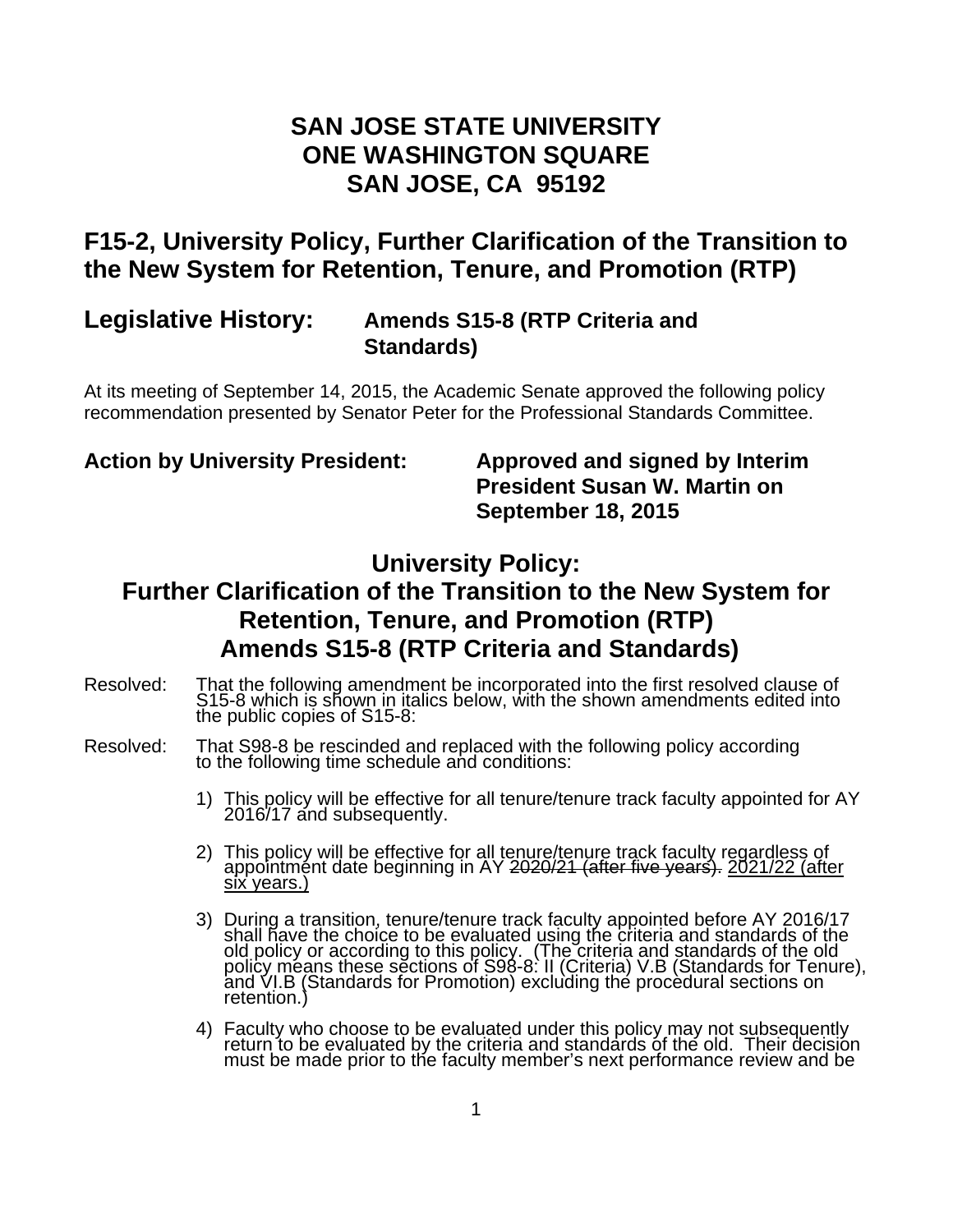# SAN JOSE STATE UNIVERSITY
# ONE WASHINGTON SQUARE
# SAN JOSE, CA 95192

## F15-2, University Policy, Further Clarification of the Transition to the New System for Retention, Tenure, and Promotion (RTP)

## Legislative History: Amends S15-8 (RTP Criteria and Standards)

At its meeting of September 14, 2015, the Academic Senate approved the following policy recommendation presented by Senator Peter for the Professional Standards Committee.

**Action by University President: Approved and signed by Interim President Susan W. Martin on September 18, 2015**

## University Policy: Further Clarification of the Transition to the New System for Retention, Tenure, and Promotion (RTP) Amends S15-8 (RTP Criteria and Standards)

Resolved: That the following amendment be incorporated into the first resolved clause of S15-8 which is shown in italics below, with the shown amendments edited into the public copies of S15-8:

Resolved: That S98-8 be rescinded and replaced with the following policy according to the following time schedule and conditions:

1) This policy will be effective for all tenure/tenure track faculty appointed for AY 2016/17 and subsequently.

2) This policy will be effective for all tenure/tenure track faculty regardless of appointment date beginning in AY ~~2020/21 (after five years).~~ <u>2021/22 (after six years.)</u>

3) During a transition, tenure/tenure track faculty appointed before AY 2016/17 shall have the choice to be evaluated using the criteria and standards of the old policy or according to this policy. (The criteria and standards of the old policy means these sections of S98-8: II (Criteria) V.B (Standards for Tenure), and VI.B (Standards for Promotion) excluding the procedural sections on retention.)

4) Faculty who choose to be evaluated under this policy may not subsequently return to be evaluated by the criteria and standards of the old. Their decision must be made prior to the faculty member's next performance review and be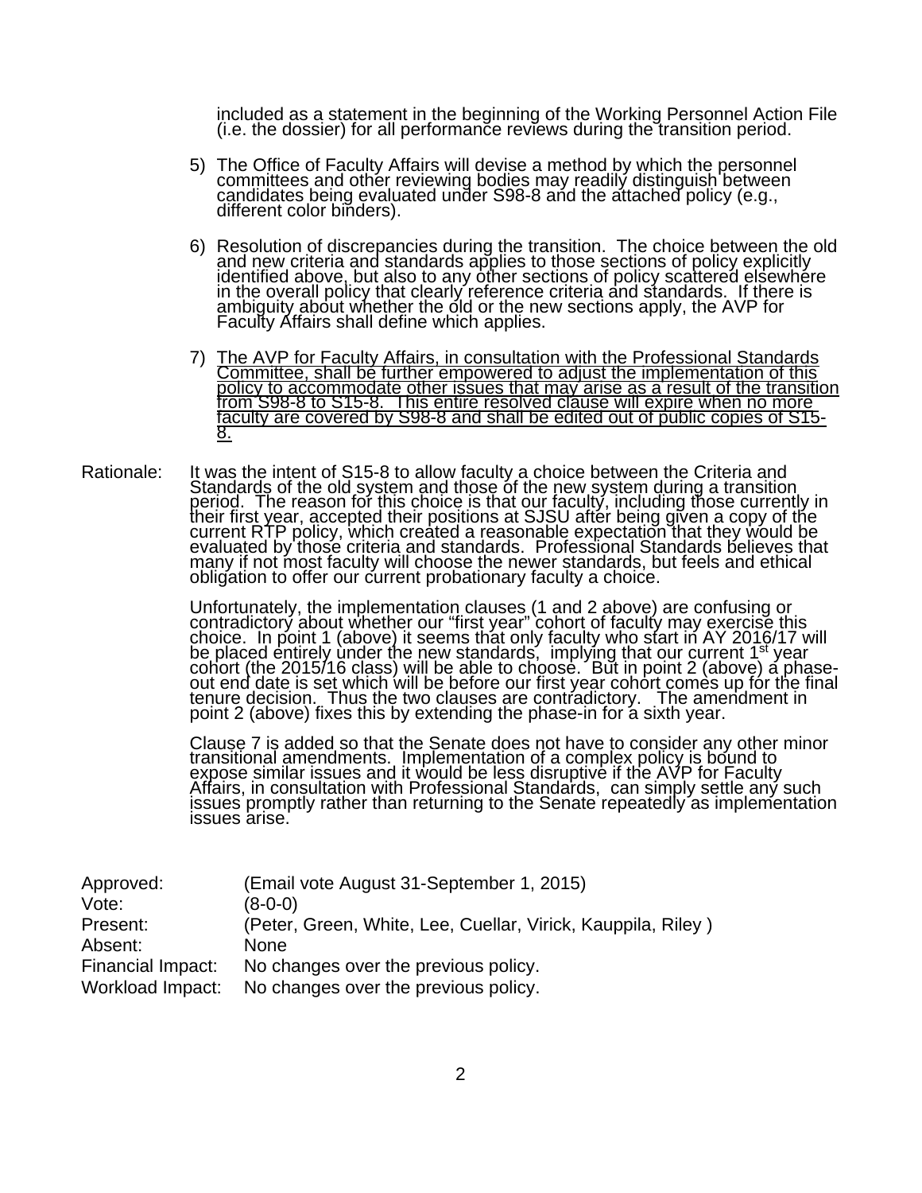included as a statement in the beginning of the Working Personnel Action File (i.e. the dossier) for all performance reviews during the transition period.

5) The Office of Faculty Affairs will devise a method by which the personnel committees and other reviewing bodies may readily distinguish between candidates being evaluated under S98-8 and the attached policy (e.g., different color binders).

6) Resolution of discrepancies during the transition. The choice between the old and new criteria and standards applies to those sections of policy explicitly identified above, but also to any other sections of policy scattered elsewhere in the overall policy that clearly reference criteria and standards. If there is ambiguity about whether the old or the new sections apply, the AVP for Faculty Affairs shall define which applies.

7) <u>The AVP for Faculty Affairs, in consultation with the Professional Standards Committee, shall be further empowered to adjust the implementation of this policy to accommodate other issues that may arise as a result of the transition from S98-8 to S15-8. This entire resolved clause will expire when no more faculty are covered by S98-8 and shall be edited out of public copies of S15-8.</u>

Rationale: It was the intent of S15-8 to allow faculty a choice between the Criteria and Standards of the old system and those of the new system during a transition period. The reason for this choice is that our faculty, including those currently in their first year, accepted their positions at SJSU after being given a copy of the current RTP policy, which created a reasonable expectation that they would be evaluated by those criteria and standards. Professional Standards believes that many if not most faculty will choose the newer standards, but feels and ethical obligation to offer our current probationary faculty a choice.

Unfortunately, the implementation clauses (1 and 2 above) are confusing or contradictory about whether our "first year" cohort of faculty may exercise this choice. In point 1 (above) it seems that only faculty who start in AY 2016/17 will be placed entirely under the new standards, implying that our current 1st year cohort (the 2015/16 class) will be able to choose. But in point 2 (above) a phase-out end date is set which will be before our first year cohort comes up for the final tenure decision. Thus the two clauses are contradictory. The amendment in point 2 (above) fixes this by extending the phase-in for a sixth year.

Clause 7 is added so that the Senate does not have to consider any other minor transitional amendments. Implementation of a complex policy is bound to expose similar issues and it would be less disruptive if the AVP for Faculty Affairs, in consultation with Professional Standards, can simply settle any such issues promptly rather than returning to the Senate repeatedly as implementation issues arise.

| | |
|---|---|
| Approved: | (Email vote August 31-September 1, 2015) |
| Vote: | (8-0-0) |
| Present: | (Peter, Green, White, Lee, Cuellar, Virick, Kauppila, Riley ) |
| Absent: | None |
| Financial Impact: | No changes over the previous policy. |
| Workload Impact: | No changes over the previous policy. |